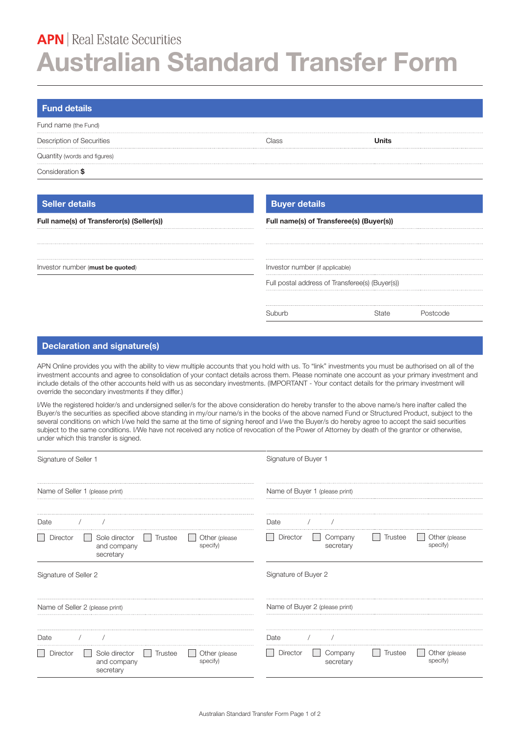APN | Real Estate Securities

# Australian Standard Transfer Form

## Fund details

Fund name (the Fund)

Description of Securities | Class | **Units**

Quantity (words and figures)

Consideration **$**

## Seller details

**Full name(s) of Transferor(s) (Seller(s))**

Investor number (**must be quoted**)

## Buyer details

**Full name(s) of Transferee(s) (Buyer(s))**

Investor number (if applicable)

Full postal address of Transferee(s) (Buyer(s))

Suburb | State | Postcode

## Declaration and signature(s)

APN Online provides you with the ability to view multiple accounts that you hold with us. To "link" investments you must be authorised on all of the investment accounts and agree to consolidation of your contact details across them. Please nominate one account as your primary investment and include details of the other accounts held with us as secondary investments. (IMPORTANT - Your contact details for the primary investment will override the secondary investments if they differ.)

I/We the registered holder/s and undersigned seller/s for the above consideration do hereby transfer to the above name/s here inafter called the Buyer/s the securities as specified above standing in my/our name/s in the books of the above named Fund or Structured Product, subject to the several conditions on which I/we held the same at the time of signing hereof and I/we the Buyer/s do hereby agree to accept the said securities subject to the same conditions. I/We have not received any notice of revocation of the Power of Attorney by death of the grantor or otherwise, under which this transfer is signed.

Signature of Seller 1

Name of Seller 1 (please print)

Date / /

☐ Director ☐ Sole director and company secretary ☐ Trustee ☐ Other (please specify)

Signature of Seller 2

Name of Seller 2 (please print)

Date / /

☐ Director ☐ Sole director and company secretary ☐ Trustee ☐ Other (please specify)

Signature of Buyer 1

Name of Buyer 1 (please print)

Date / /

☐ Director ☐ Company secretary ☐ Trustee ☐ Other (please specify)

Signature of Buyer 2

Name of Buyer 2 (please print)

Date / /

☐ Director ☐ Company secretary ☐ Trustee ☐ Other (please specify)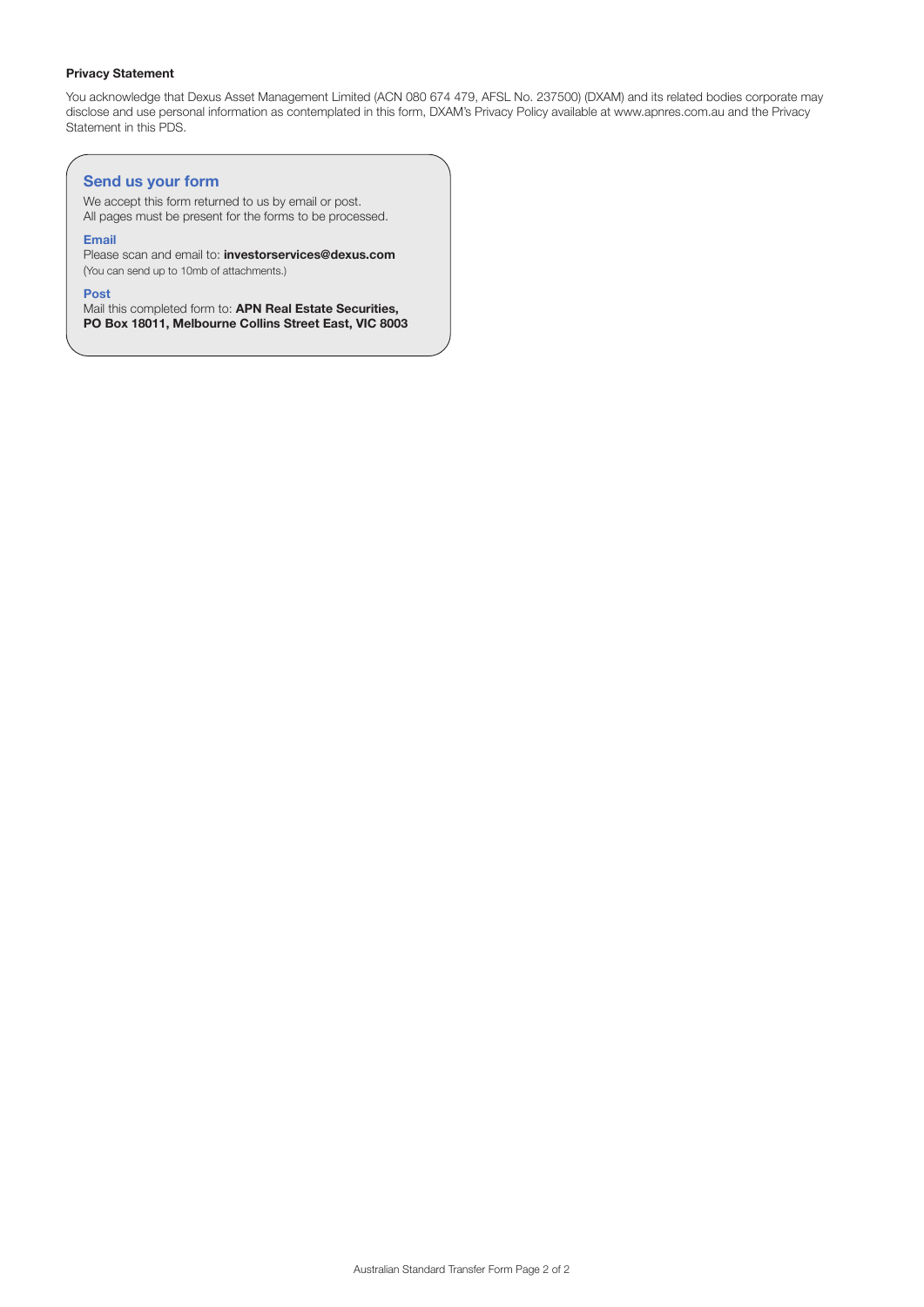**Privacy Statement**

You acknowledge that Dexus Asset Management Limited (ACN 080 674 479, AFSL No. 237500) (DXAM) and its related bodies corporate may disclose and use personal information as contemplated in this form, DXAM's Privacy Policy available at www.apnres.com.au and the Privacy Statement in this PDS.

## Send us your form

We accept this form returned to us by email or post.
All pages must be present for the forms to be processed.

### Email

Please scan and email to: **investorservices@dexus.com**
(You can send up to 10mb of attachments.)

### Post

Mail this completed form to: **APN Real Estate Securities, PO Box 18011, Melbourne Collins Street East, VIC 8003**